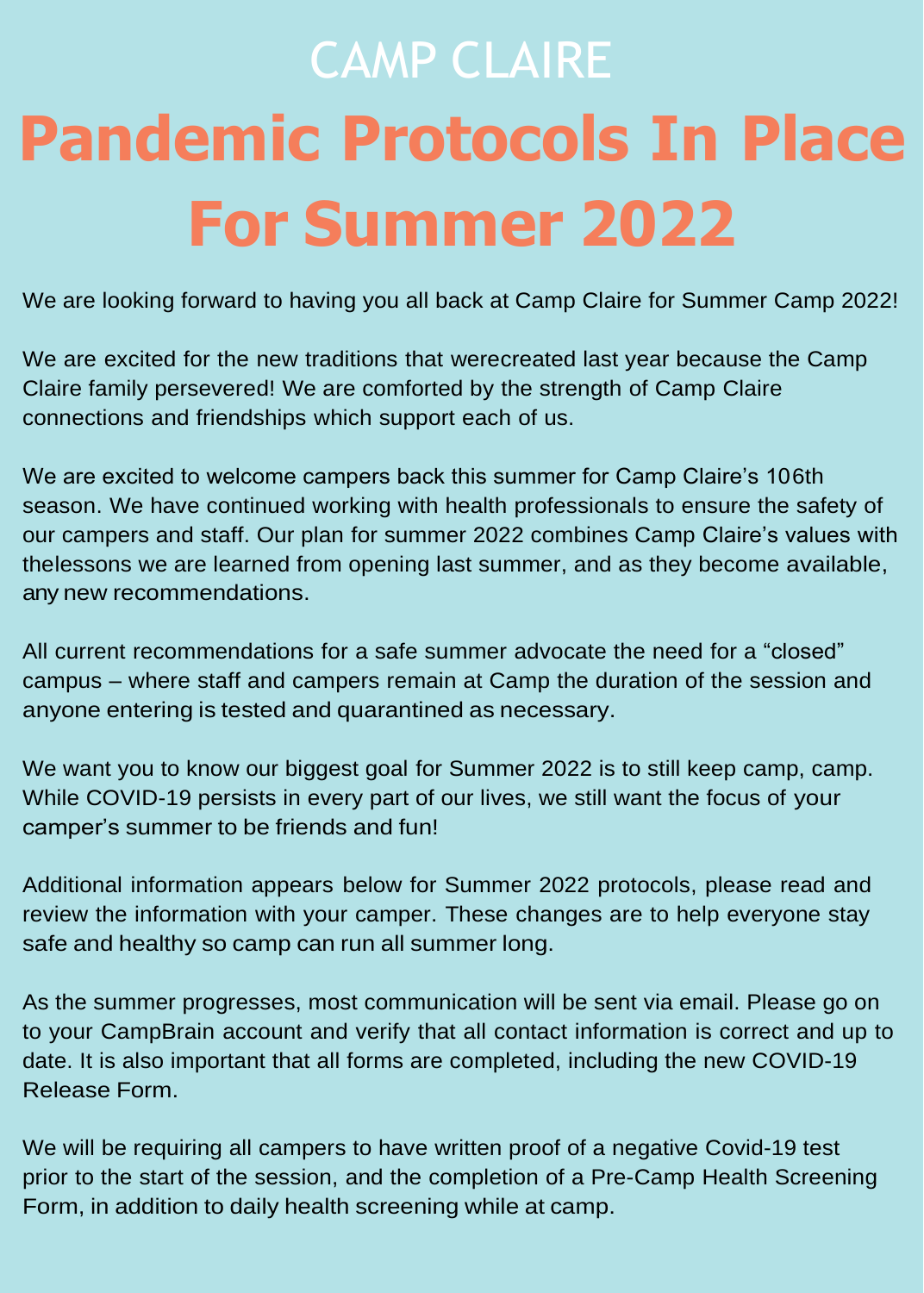CAMP CLAIRE

# Pandemic Protocols In Place For Summer 2022

We are looking forward to having you all back at Camp Claire for Summer Camp 2022!

We are excited for the new traditions that werecreated last year because the Camp Claire family persevered! We are comforted by the strength of Camp Claire connections and friendships which support each of us.

We are excited to welcome campers back this summer for Camp Claire's 106th season. We have continued working with health professionals to ensure the safety of our campers and staff. Our plan for summer 2022 combines Camp Claire's values with thelessons we are learned from opening last summer, and as they become available, any new recommendations.

All current recommendations for a safe summer advocate the need for a "closed" campus – where staff and campers remain at Camp the duration of the session and anyone entering is tested and quarantined as necessary.

We want you to know our biggest goal for Summer 2022 is to still keep camp, camp. While COVID-19 persists in every part of our lives, we still want the focus of your camper's summer to be friends and fun!

Additional information appears below for Summer 2022 protocols, please read and review the information with your camper. These changes are to help everyone stay safe and healthy so camp can run all summer long.

As the summer progresses, most communication will be sent via email. Please go on to your CampBrain account and verify that all contact information is correct and up to date. It is also important that all forms are completed, including the new COVID-19 Release Form.

We will be requiring all campers to have written proof of a negative Covid-19 test prior to the start of the session, and the completion of a Pre-Camp Health Screening Form, in addition to daily health screening while at camp.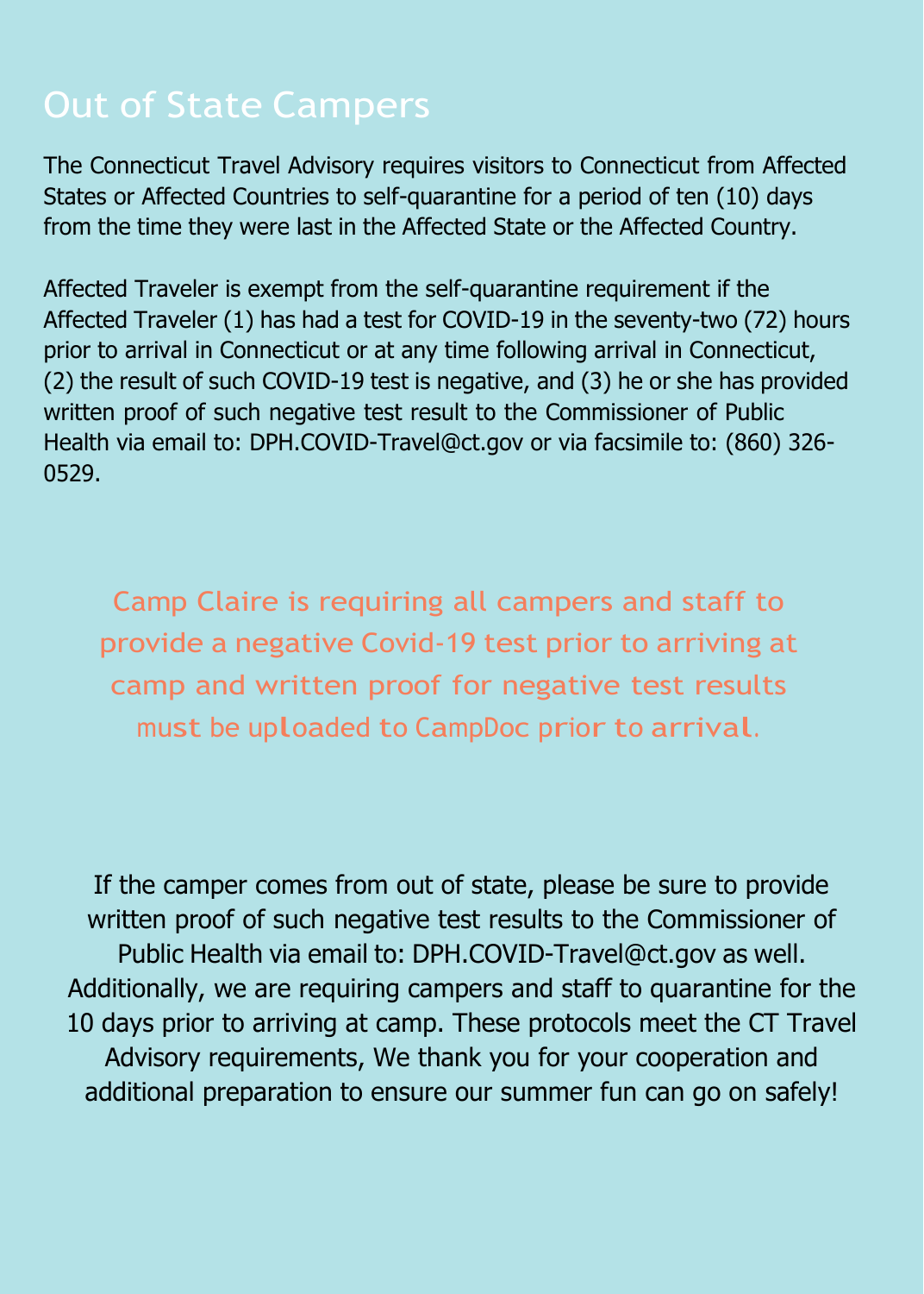# Out of State Campers

The Connecticut Travel Advisory requires visitors to Connecticut from Affected States or Affected Countries to self-quarantine for a period of ten (10) days from the time they were last in the Affected State or the Affected Country.

Affected Traveler is exempt from the self-quarantine requirement if the Affected Traveler (1) has had a test for COVID-19 in the seventy-two (72) hours prior to arrival in Connecticut or at any time following arrival in Connecticut, (2) the result of such COVID-19 test is negative, and (3) he or she has provided written proof of such negative test result to the Commissioner of Public Health via email to: DPH.COVID-Travel@ct.gov or via facsimile to: (860) 326-0529.

Camp Claire is requiring all campers and staff to provide a negative Covid-19 test prior to arriving at camp and written proof for negative test results must be uploaded to CampDoc prior to arrival.

If the camper comes from out of state, please be sure to provide written proof of such negative test results to the Commissioner of Public Health via email to: DPH.COVID-Travel@ct.gov as well. Additionally, we are requiring campers and staff to quarantine for the 10 days prior to arriving at camp. These protocols meet the CT Travel Advisory requirements, We thank you for your cooperation and additional preparation to ensure our summer fun can go on safely!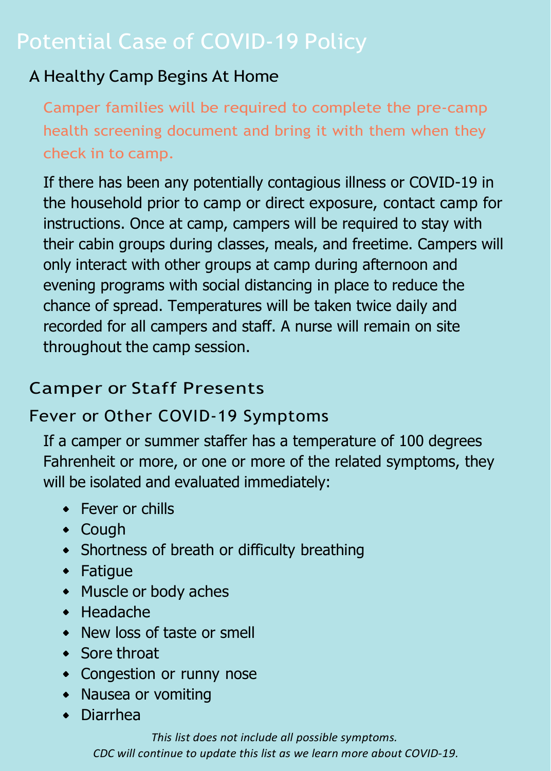# Potential Case of COVID-19 Policy

## A Healthy Camp Begins At Home

Camper families will be required to complete the pre-camp health screening document and bring it with them when they check in to camp.

If there has been any potentially contagious illness or COVID-19 in the household prior to camp or direct exposure, contact camp for instructions. Once at camp, campers will be required to stay with their cabin groups during classes, meals, and freetime. Campers will only interact with other groups at camp during afternoon and evening programs with social distancing in place to reduce the chance of spread. Temperatures will be taken twice daily and recorded for all campers and staff. A nurse will remain on site throughout the camp session.

## Camper or Staff Presents

## Fever or Other COVID-19 Symptoms

If a camper or summer staffer has a temperature of 100 degrees Fahrenheit or more, or one or more of the related symptoms, they will be isolated and evaluated immediately:

- Fever or chills
- Cough
- Shortness of breath or difficulty breathing
- Fatigue
- Muscle or body aches
- Headache
- New loss of taste or smell
- Sore throat
- Congestion or runny nose
- Nausea or vomiting
- Diarrhea

*This list does not include all possible symptoms.*
*CDC will continue to update this list as we learn more about COVID-19.*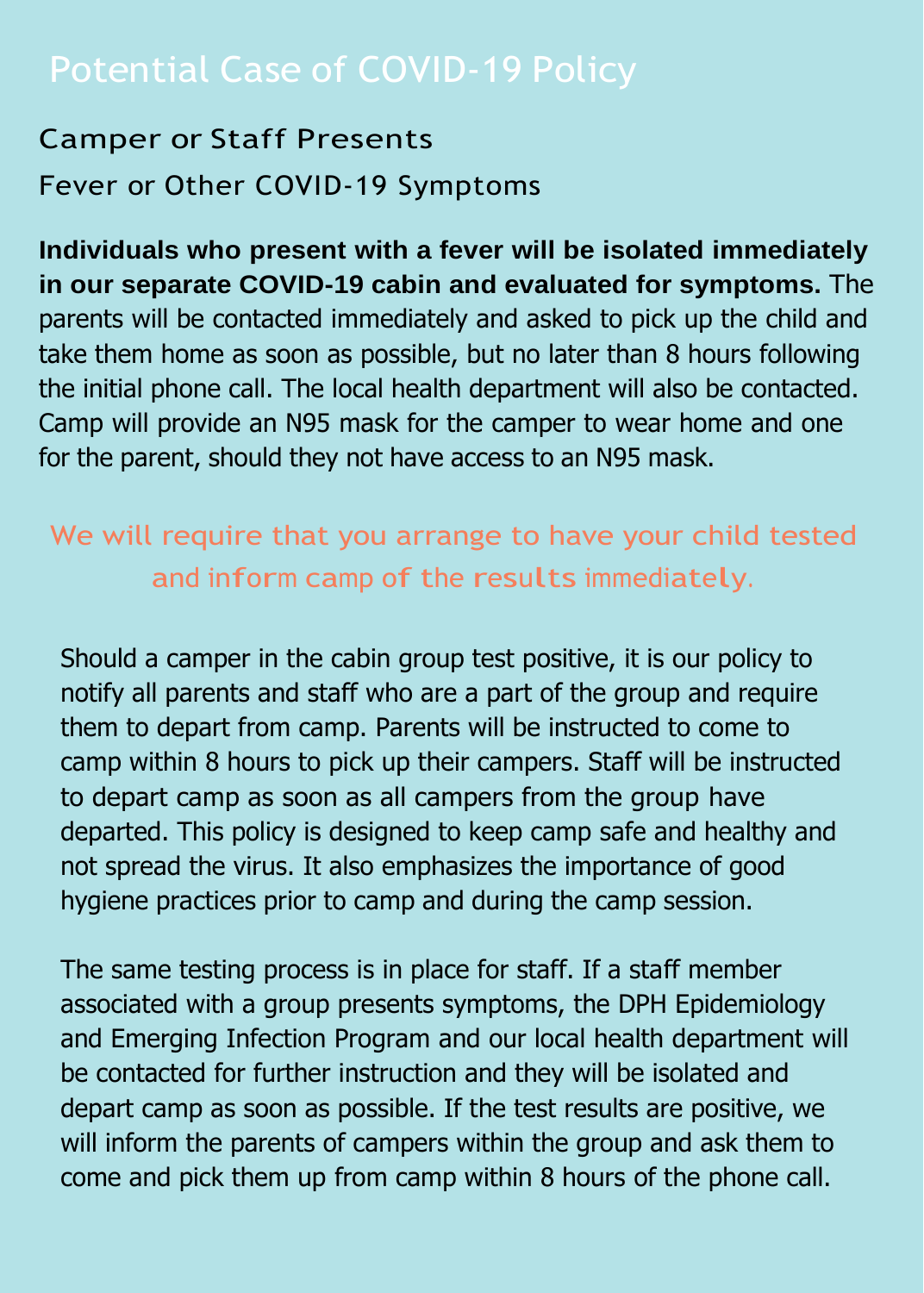# Potential Case of COVID-19 Policy

## Camper or Staff Presents

## Fever or Other COVID-19 Symptoms

**Individuals who present with a fever will be isolated immediately in our separate COVID-19 cabin and evaluated for symptoms.** The parents will be contacted immediately and asked to pick up the child and take them home as soon as possible, but no later than 8 hours following the initial phone call. The local health department will also be contacted. Camp will provide an N95 mask for the camper to wear home and one for the parent, should they not have access to an N95 mask.

We will require that you arrange to have your child tested and inform camp of the results immediately.

Should a camper in the cabin group test positive, it is our policy to notify all parents and staff who are a part of the group and require them to depart from camp. Parents will be instructed to come to camp within 8 hours to pick up their campers. Staff will be instructed to depart camp as soon as all campers from the group have departed. This policy is designed to keep camp safe and healthy and not spread the virus. It also emphasizes the importance of good hygiene practices prior to camp and during the camp session.

The same testing process is in place for staff. If a staff member associated with a group presents symptoms, the DPH Epidemiology and Emerging Infection Program and our local health department will be contacted for further instruction and they will be isolated and depart camp as soon as possible. If the test results are positive, we will inform the parents of campers within the group and ask them to come and pick them up from camp within 8 hours of the phone call.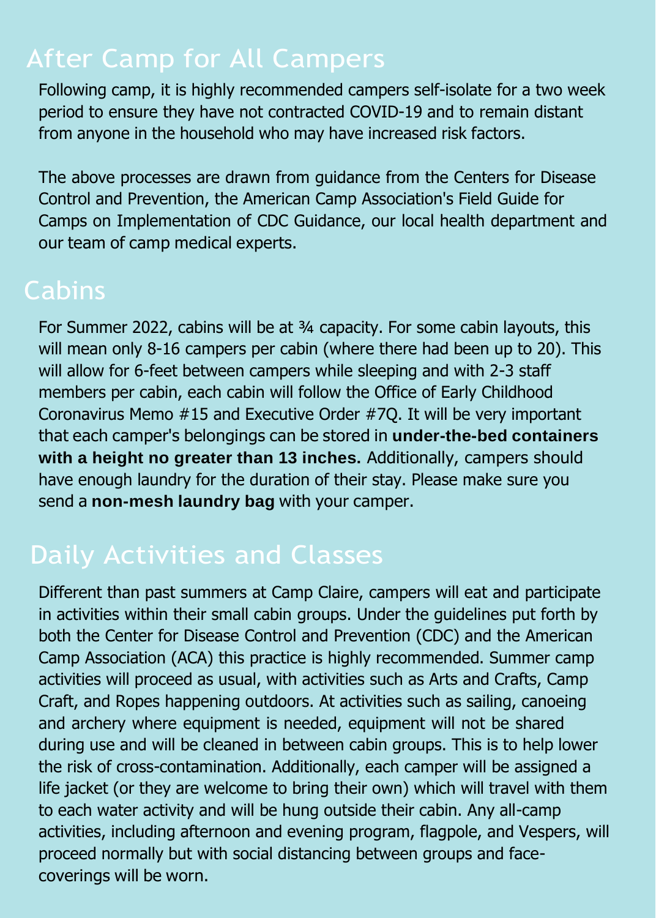## After Camp for All Campers

Following camp, it is highly recommended campers self-isolate for a two week period to ensure they have not contracted COVID-19 and to remain distant from anyone in the household who may have increased risk factors.

The above processes are drawn from guidance from the Centers for Disease Control and Prevention, the American Camp Association's Field Guide for Camps on Implementation of CDC Guidance, our local health department and our team of camp medical experts.

## Cabins

For Summer 2022, cabins will be at ¾ capacity. For some cabin layouts, this will mean only 8-16 campers per cabin (where there had been up to 20). This will allow for 6-feet between campers while sleeping and with 2-3 staff members per cabin, each cabin will follow the Office of Early Childhood Coronavirus Memo #15 and Executive Order #7Q. It will be very important that each camper's belongings can be stored in **under-the-bed containers with a height no greater than 13 inches.** Additionally, campers should have enough laundry for the duration of their stay. Please make sure you send a **non-mesh laundry bag** with your camper.

## Daily Activities and Classes

Different than past summers at Camp Claire, campers will eat and participate in activities within their small cabin groups. Under the guidelines put forth by both the Center for Disease Control and Prevention (CDC) and the American Camp Association (ACA) this practice is highly recommended. Summer camp activities will proceed as usual, with activities such as Arts and Crafts, Camp Craft, and Ropes happening outdoors. At activities such as sailing, canoeing and archery where equipment is needed, equipment will not be shared during use and will be cleaned in between cabin groups. This is to help lower the risk of cross-contamination. Additionally, each camper will be assigned a life jacket (or they are welcome to bring their own) which will travel with them to each water activity and will be hung outside their cabin. Any all-camp activities, including afternoon and evening program, flagpole, and Vespers, will proceed normally but with social distancing between groups and face-coverings will be worn.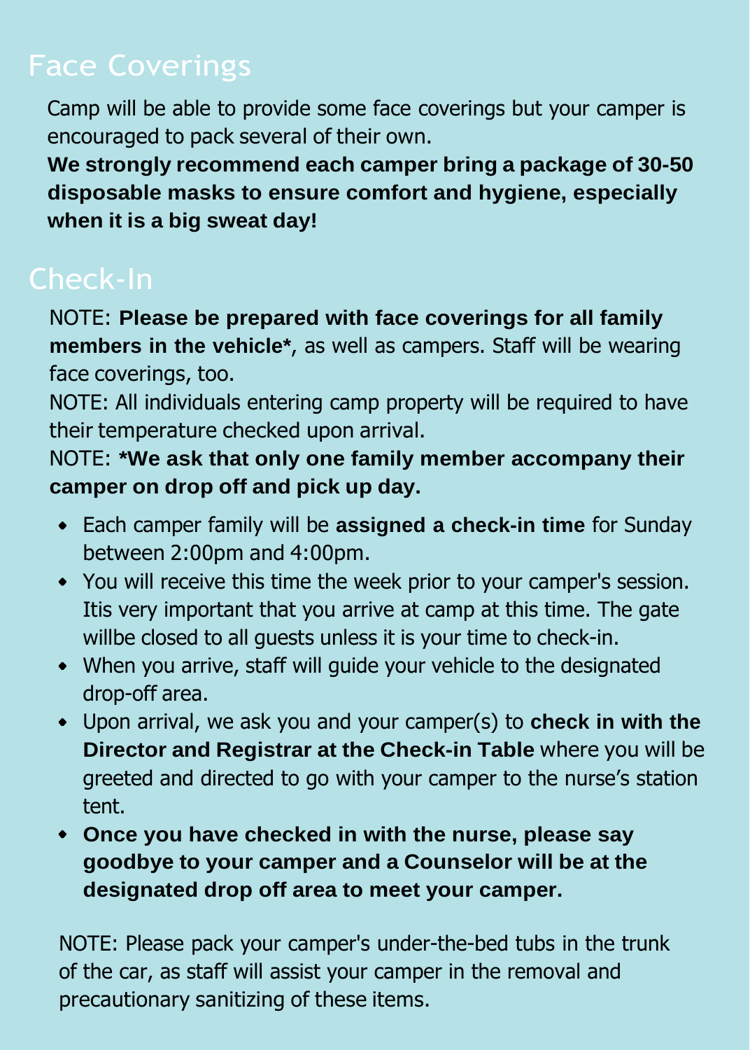## Face Coverings

Camp will be able to provide some face coverings but your camper is encouraged to pack several of their own.

**We strongly recommend each camper bring a package of 30-50 disposable masks to ensure comfort and hygiene, especially when it is a big sweat day!**

## Check-In

NOTE: **Please be prepared with face coverings for all family members in the vehicle***, as well as campers. Staff will be wearing face coverings, too.

NOTE: All individuals entering camp property will be required to have their temperature checked upon arrival.

NOTE: ***We ask that only one family member accompany their camper on drop off and pick up day.**

- Each camper family will be **assigned a check-in time** for Sunday between 2:00pm and 4:00pm.
- You will receive this time the week prior to your camper's session. Itis very important that you arrive at camp at this time. The gate willbe closed to all guests unless it is your time to check-in.
- When you arrive, staff will guide your vehicle to the designated drop-off area.
- Upon arrival, we ask you and your camper(s) to **check in with the Director and Registrar at the Check-in Table** where you will be greeted and directed to go with your camper to the nurse's station tent.
- **Once you have checked in with the nurse, please say goodbye to your camper and a Counselor will be at the designated drop off area to meet your camper.**

NOTE: Please pack your camper's under-the-bed tubs in the trunk of the car, as staff will assist your camper in the removal and precautionary sanitizing of these items.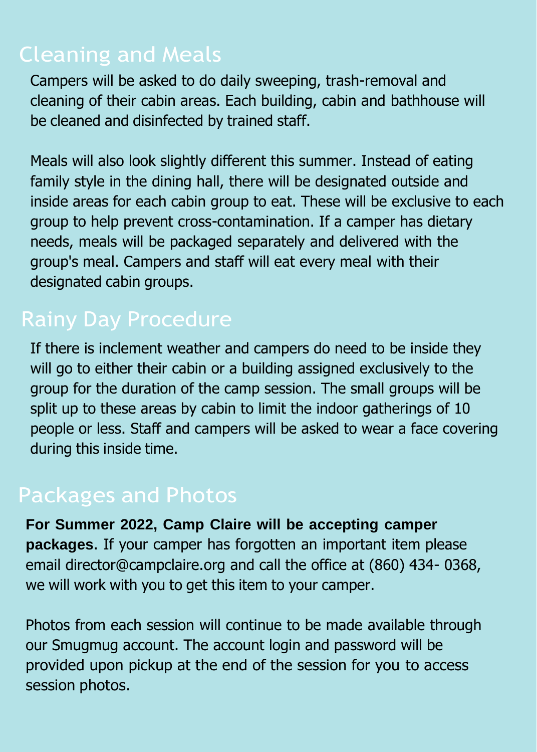## Cleaning and Meals

Campers will be asked to do daily sweeping, trash-removal and cleaning of their cabin areas. Each building, cabin and bathhouse will be cleaned and disinfected by trained staff.

Meals will also look slightly different this summer. Instead of eating family style in the dining hall, there will be designated outside and inside areas for each cabin group to eat. These will be exclusive to each group to help prevent cross-contamination. If a camper has dietary needs, meals will be packaged separately and delivered with the group's meal. Campers and staff will eat every meal with their designated cabin groups.

## Rainy Day Procedure

If there is inclement weather and campers do need to be inside they will go to either their cabin or a building assigned exclusively to the group for the duration of the camp session. The small groups will be split up to these areas by cabin to limit the indoor gatherings of 10 people or less. Staff and campers will be asked to wear a face covering during this inside time.

## Packages and Photos

**For Summer 2022, Camp Claire will be accepting camper packages**. If your camper has forgotten an important item please email director@campclaire.org and call the office at (860) 434- 0368, we will work with you to get this item to your camper.

Photos from each session will continue to be made available through our Smugmug account. The account login and password will be provided upon pickup at the end of the session for you to access session photos.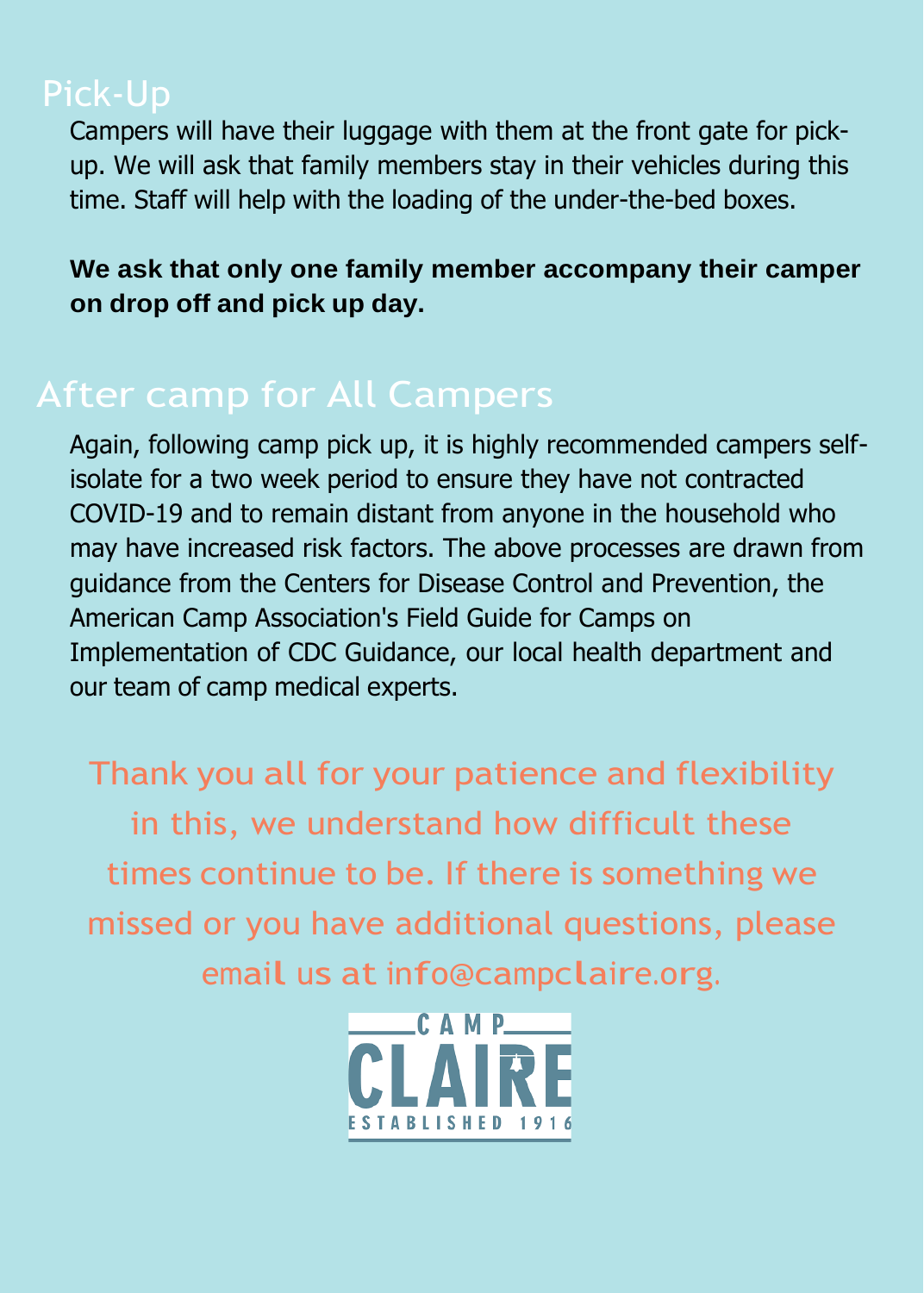## Pick-Up

Campers will have their luggage with them at the front gate for pick-up. We will ask that family members stay in their vehicles during this time. Staff will help with the loading of the under-the-bed boxes.

**We ask that only one family member accompany their camper on drop off and pick up day.**

## After camp for All Campers

Again, following camp pick up, it is highly recommended campers self-isolate for a two week period to ensure they have not contracted COVID-19 and to remain distant from anyone in the household who may have increased risk factors. The above processes are drawn from guidance from the Centers for Disease Control and Prevention, the American Camp Association's Field Guide for Camps on Implementation of CDC Guidance, our local health department and our team of camp medical experts.

Thank you all for your patience and flexibility in this, we understand how difficult these times continue to be. If there is something we missed or you have additional questions, please email us at info@campclaire.org.

CAMP CLAIRE
ESTABLISHED 1916